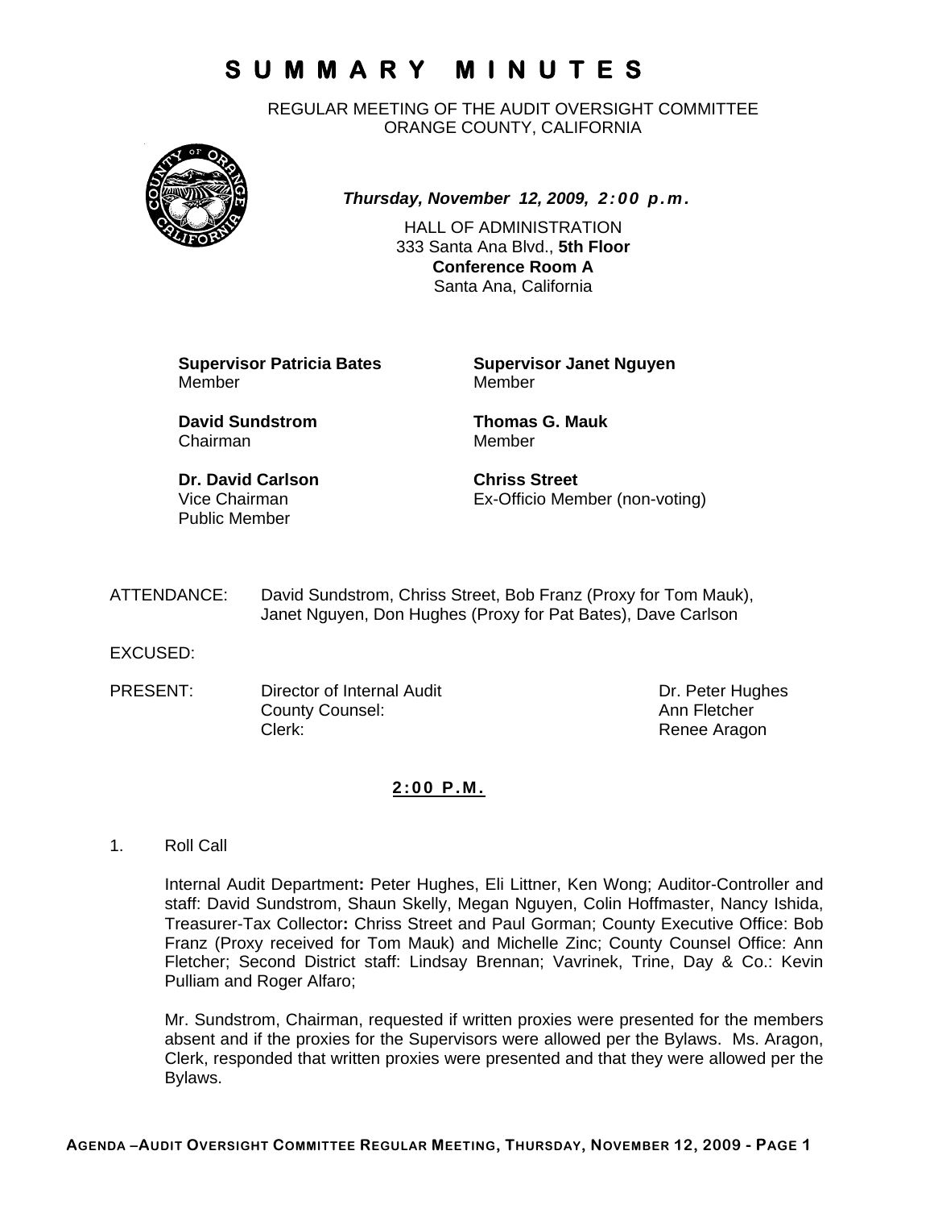# SUMMARY MINUTES

REGULAR MEETING OF THE AUDIT OVERSIGHT COMMITTEE
ORANGE COUNTY, CALIFORNIA

***Thursday, November 12, 2009, 2:00 p.m.***

HALL OF ADMINISTRATION
333 Santa Ana Blvd., **5th Floor**
**Conference Room A**
Santa Ana, California

**Supervisor Patricia Bates**
Member

**Supervisor Janet Nguyen**
Member

**David Sundstrom**
Chairman

**Thomas G. Mauk**
Member

**Dr. David Carlson**
Vice Chairman
Public Member

**Chriss Street**
Ex-Officio Member (non-voting)

ATTENDANCE: David Sundstrom, Chriss Street, Bob Franz (Proxy for Tom Mauk), Janet Nguyen, Don Hughes (Proxy for Pat Bates), Dave Carlson

EXCUSED:

PRESENT:

| | |
|---|---|
| Director of Internal Audit | Dr. Peter Hughes |
| County Counsel: | Ann Fletcher |
| Clerk: | Renee Aragon |

**2:00 P.M.**

1. Roll Call

   Internal Audit Department**:** Peter Hughes, Eli Littner, Ken Wong; Auditor-Controller and staff: David Sundstrom, Shaun Skelly, Megan Nguyen, Colin Hoffmaster, Nancy Ishida, Treasurer-Tax Collector**:** Chriss Street and Paul Gorman; County Executive Office: Bob Franz (Proxy received for Tom Mauk) and Michelle Zinc; County Counsel Office: Ann Fletcher; Second District staff: Lindsay Brennan; Vavrinek, Trine, Day & Co.: Kevin Pulliam and Roger Alfaro;

   Mr. Sundstrom, Chairman, requested if written proxies were presented for the members absent and if the proxies for the Supervisors were allowed per the Bylaws. Ms. Aragon, Clerk, responded that written proxies were presented and that they were allowed per the Bylaws.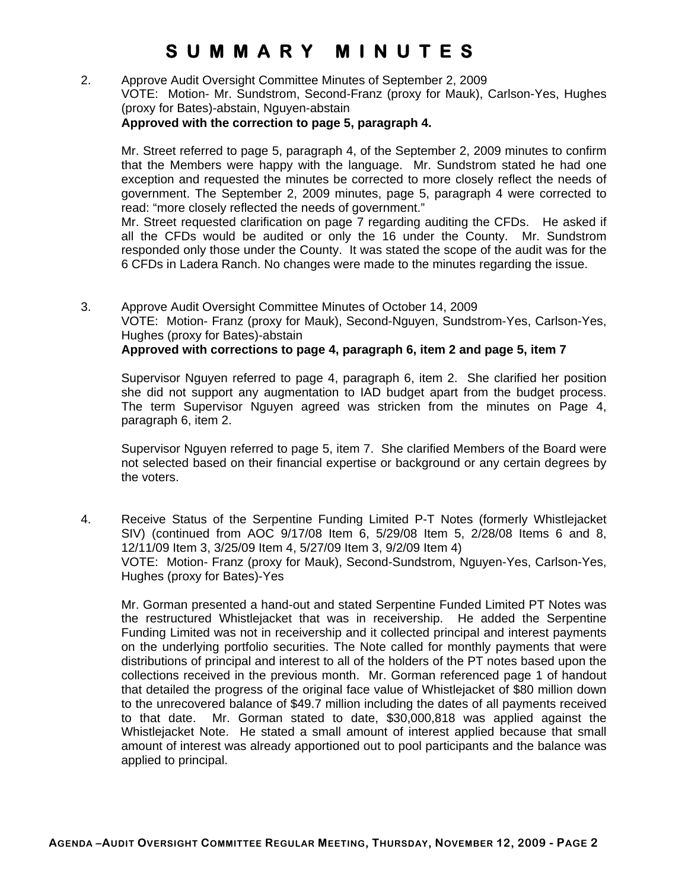# SUMMARY MINUTES

2. Approve Audit Oversight Committee Minutes of September 2, 2009
   VOTE: Motion- Mr. Sundstrom, Second-Franz (proxy for Mauk), Carlson-Yes, Hughes (proxy for Bates)-abstain, Nguyen-abstain
   **Approved with the correction to page 5, paragraph 4.**

   Mr. Street referred to page 5, paragraph 4, of the September 2, 2009 minutes to confirm that the Members were happy with the language. Mr. Sundstrom stated he had one exception and requested the minutes be corrected to more closely reflect the needs of government. The September 2, 2009 minutes, page 5, paragraph 4 were corrected to read: "more closely reflected the needs of government."
   Mr. Street requested clarification on page 7 regarding auditing the CFDs. He asked if all the CFDs would be audited or only the 16 under the County. Mr. Sundstrom responded only those under the County. It was stated the scope of the audit was for the 6 CFDs in Ladera Ranch. No changes were made to the minutes regarding the issue.

3. Approve Audit Oversight Committee Minutes of October 14, 2009
   VOTE: Motion- Franz (proxy for Mauk), Second-Nguyen, Sundstrom-Yes, Carlson-Yes, Hughes (proxy for Bates)-abstain
   **Approved with corrections to page 4, paragraph 6, item 2 and page 5, item 7**

   Supervisor Nguyen referred to page 4, paragraph 6, item 2. She clarified her position she did not support any augmentation to IAD budget apart from the budget process. The term Supervisor Nguyen agreed was stricken from the minutes on Page 4, paragraph 6, item 2.

   Supervisor Nguyen referred to page 5, item 7. She clarified Members of the Board were not selected based on their financial expertise or background or any certain degrees by the voters.

4. Receive Status of the Serpentine Funding Limited P-T Notes (formerly Whistlejacket SIV) (continued from AOC 9/17/08 Item 6, 5/29/08 Item 5, 2/28/08 Items 6 and 8, 12/11/09 Item 3, 3/25/09 Item 4, 5/27/09 Item 3, 9/2/09 Item 4)
   VOTE: Motion- Franz (proxy for Mauk), Second-Sundstrom, Nguyen-Yes, Carlson-Yes, Hughes (proxy for Bates)-Yes

   Mr. Gorman presented a hand-out and stated Serpentine Funded Limited PT Notes was the restructured Whistlejacket that was in receivership. He added the Serpentine Funding Limited was not in receivership and it collected principal and interest payments on the underlying portfolio securities. The Note called for monthly payments that were distributions of principal and interest to all of the holders of the PT notes based upon the collections received in the previous month. Mr. Gorman referenced page 1 of handout that detailed the progress of the original face value of Whistlejacket of $80 million down to the unrecovered balance of $49.7 million including the dates of all payments received to that date. Mr. Gorman stated to date, $30,000,818 was applied against the Whistlejacket Note. He stated a small amount of interest applied because that small amount of interest was already apportioned out to pool participants and the balance was applied to principal.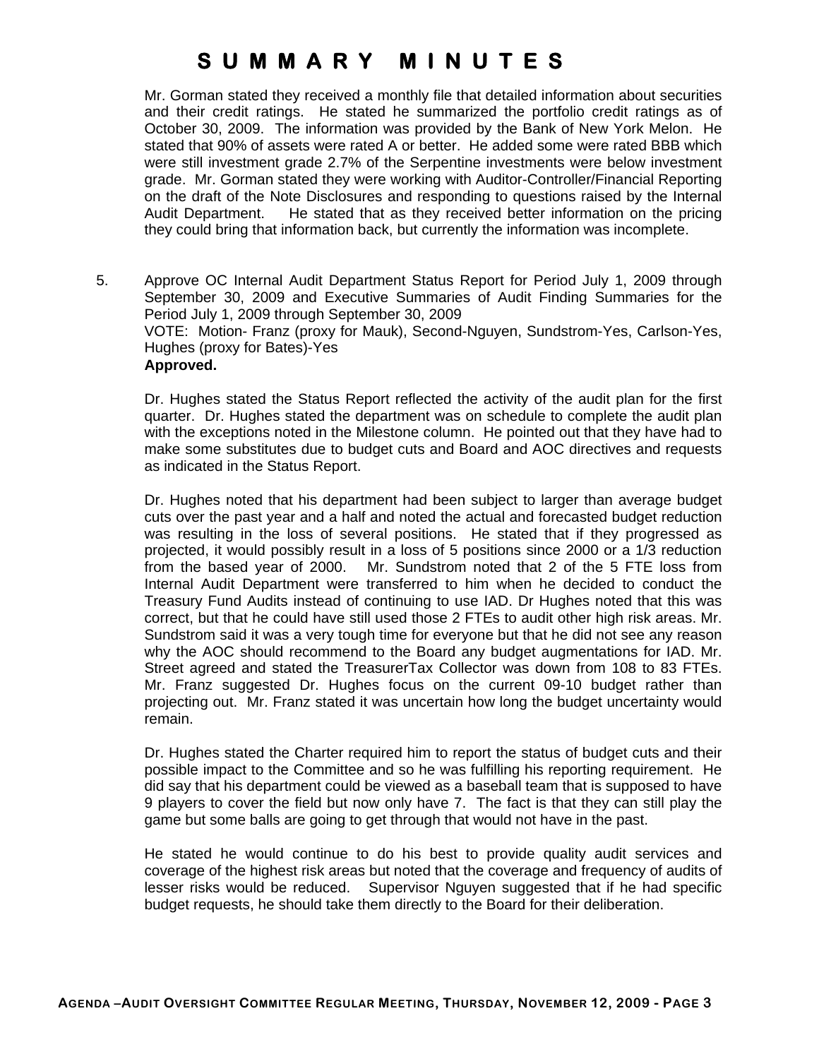# SUMMARY MINUTES

Mr. Gorman stated they received a monthly file that detailed information about securities and their credit ratings. He stated he summarized the portfolio credit ratings as of October 30, 2009. The information was provided by the Bank of New York Melon. He stated that 90% of assets were rated A or better. He added some were rated BBB which were still investment grade 2.7% of the Serpentine investments were below investment grade. Mr. Gorman stated they were working with Auditor-Controller/Financial Reporting on the draft of the Note Disclosures and responding to questions raised by the Internal Audit Department. He stated that as they received better information on the pricing they could bring that information back, but currently the information was incomplete.

5. Approve OC Internal Audit Department Status Report for Period July 1, 2009 through September 30, 2009 and Executive Summaries of Audit Finding Summaries for the Period July 1, 2009 through September 30, 2009
   VOTE: Motion- Franz (proxy for Mauk), Second-Nguyen, Sundstrom-Yes, Carlson-Yes, Hughes (proxy for Bates)-Yes
   **Approved.**

   Dr. Hughes stated the Status Report reflected the activity of the audit plan for the first quarter. Dr. Hughes stated the department was on schedule to complete the audit plan with the exceptions noted in the Milestone column. He pointed out that they have had to make some substitutes due to budget cuts and Board and AOC directives and requests as indicated in the Status Report.

   Dr. Hughes noted that his department had been subject to larger than average budget cuts over the past year and a half and noted the actual and forecasted budget reduction was resulting in the loss of several positions. He stated that if they progressed as projected, it would possibly result in a loss of 5 positions since 2000 or a 1/3 reduction from the based year of 2000. Mr. Sundstrom noted that 2 of the 5 FTE loss from Internal Audit Department were transferred to him when he decided to conduct the Treasury Fund Audits instead of continuing to use IAD. Dr Hughes noted that this was correct, but that he could have still used those 2 FTEs to audit other high risk areas. Mr. Sundstrom said it was a very tough time for everyone but that he did not see any reason why the AOC should recommend to the Board any budget augmentations for IAD. Mr. Street agreed and stated the TreasurerTax Collector was down from 108 to 83 FTEs. Mr. Franz suggested Dr. Hughes focus on the current 09-10 budget rather than projecting out. Mr. Franz stated it was uncertain how long the budget uncertainty would remain.

   Dr. Hughes stated the Charter required him to report the status of budget cuts and their possible impact to the Committee and so he was fulfilling his reporting requirement. He did say that his department could be viewed as a baseball team that is supposed to have 9 players to cover the field but now only have 7. The fact is that they can still play the game but some balls are going to get through that would not have in the past.

   He stated he would continue to do his best to provide quality audit services and coverage of the highest risk areas but noted that the coverage and frequency of audits of lesser risks would be reduced. Supervisor Nguyen suggested that if he had specific budget requests, he should take them directly to the Board for their deliberation.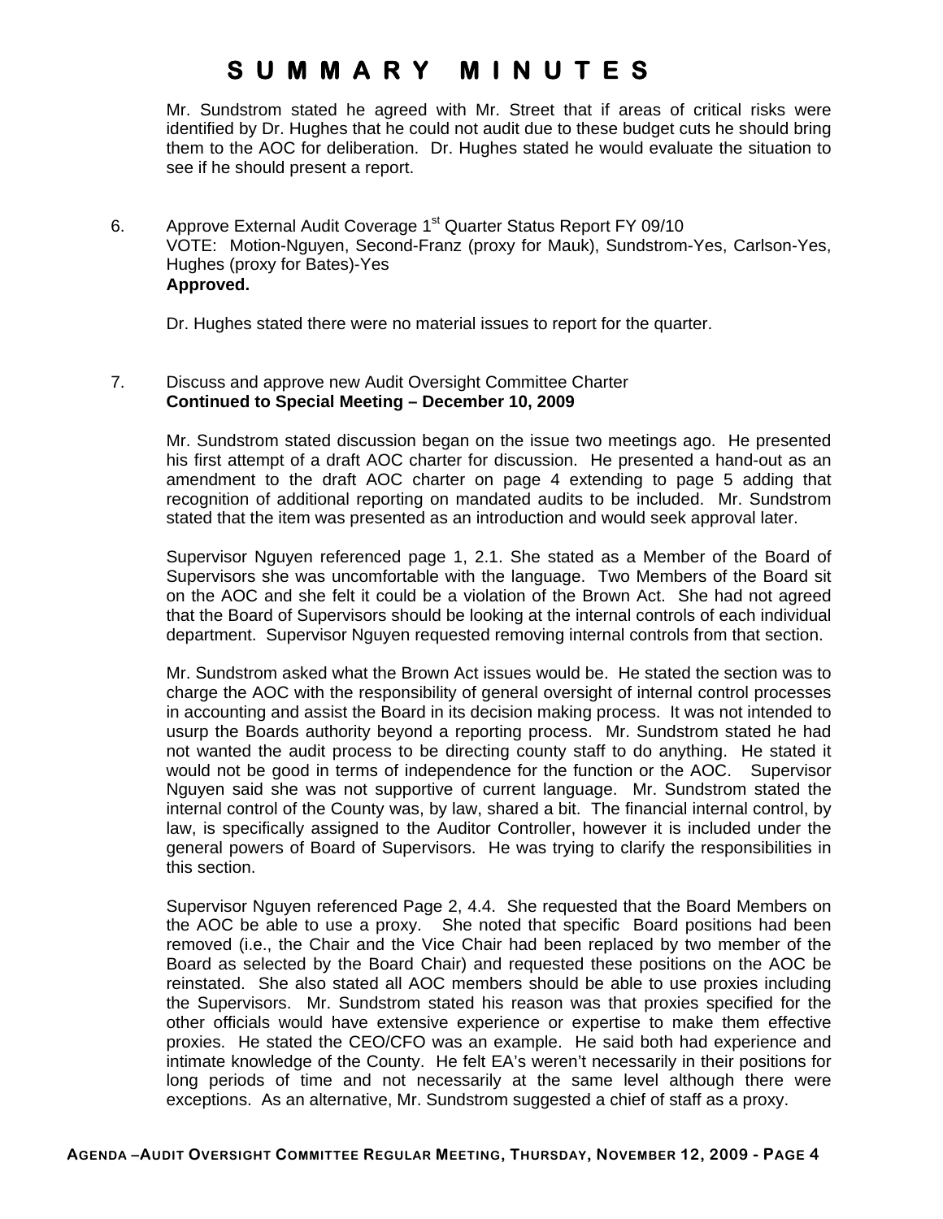# SUMMARY MINUTES

Mr. Sundstrom stated he agreed with Mr. Street that if areas of critical risks were identified by Dr. Hughes that he could not audit due to these budget cuts he should bring them to the AOC for deliberation. Dr. Hughes stated he would evaluate the situation to see if he should present a report.

6. Approve External Audit Coverage 1st Quarter Status Report FY 09/10
   VOTE: Motion-Nguyen, Second-Franz (proxy for Mauk), Sundstrom-Yes, Carlson-Yes, Hughes (proxy for Bates)-Yes
   **Approved.**

   Dr. Hughes stated there were no material issues to report for the quarter.

7. Discuss and approve new Audit Oversight Committee Charter
   **Continued to Special Meeting – December 10, 2009**

   Mr. Sundstrom stated discussion began on the issue two meetings ago. He presented his first attempt of a draft AOC charter for discussion. He presented a hand-out as an amendment to the draft AOC charter on page 4 extending to page 5 adding that recognition of additional reporting on mandated audits to be included. Mr. Sundstrom stated that the item was presented as an introduction and would seek approval later.

   Supervisor Nguyen referenced page 1, 2.1. She stated as a Member of the Board of Supervisors she was uncomfortable with the language. Two Members of the Board sit on the AOC and she felt it could be a violation of the Brown Act. She had not agreed that the Board of Supervisors should be looking at the internal controls of each individual department. Supervisor Nguyen requested removing internal controls from that section.

   Mr. Sundstrom asked what the Brown Act issues would be. He stated the section was to charge the AOC with the responsibility of general oversight of internal control processes in accounting and assist the Board in its decision making process. It was not intended to usurp the Boards authority beyond a reporting process. Mr. Sundstrom stated he had not wanted the audit process to be directing county staff to do anything. He stated it would not be good in terms of independence for the function or the AOC. Supervisor Nguyen said she was not supportive of current language. Mr. Sundstrom stated the internal control of the County was, by law, shared a bit. The financial internal control, by law, is specifically assigned to the Auditor Controller, however it is included under the general powers of Board of Supervisors. He was trying to clarify the responsibilities in this section.

   Supervisor Nguyen referenced Page 2, 4.4. She requested that the Board Members on the AOC be able to use a proxy. She noted that specific Board positions had been removed (i.e., the Chair and the Vice Chair had been replaced by two member of the Board as selected by the Board Chair) and requested these positions on the AOC be reinstated. She also stated all AOC members should be able to use proxies including the Supervisors. Mr. Sundstrom stated his reason was that proxies specified for the other officials would have extensive experience or expertise to make them effective proxies. He stated the CEO/CFO was an example. He said both had experience and intimate knowledge of the County. He felt EA's weren't necessarily in their positions for long periods of time and not necessarily at the same level although there were exceptions. As an alternative, Mr. Sundstrom suggested a chief of staff as a proxy.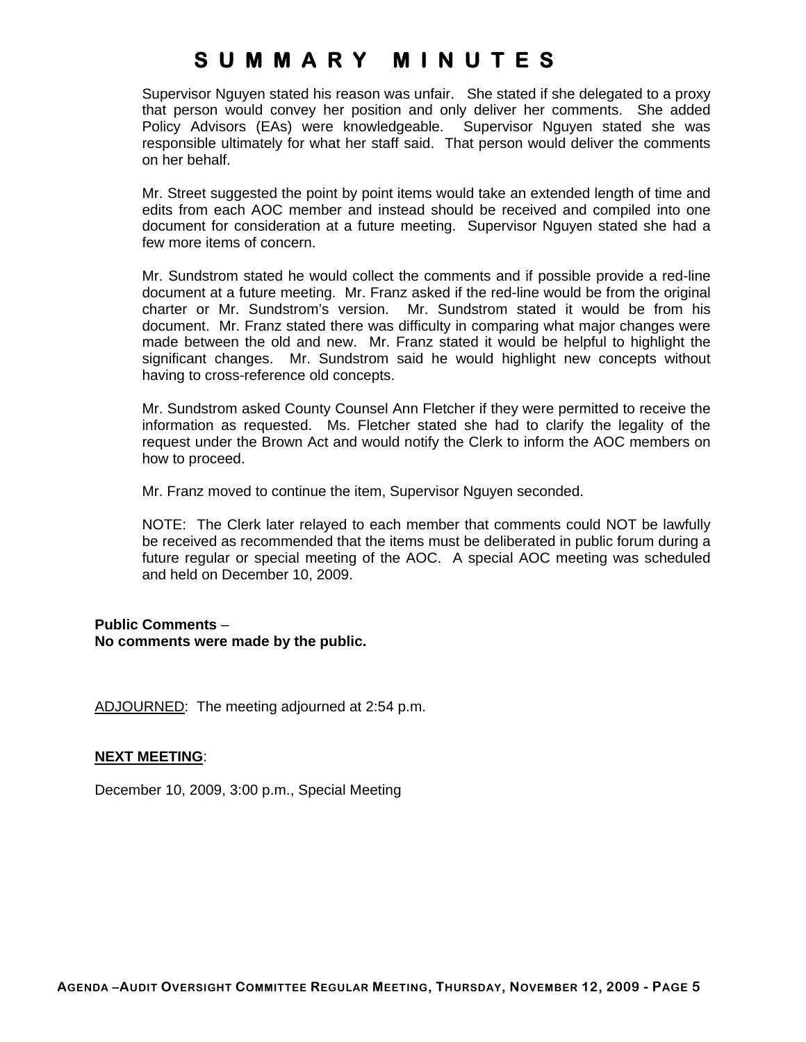# SUMMARY MINUTES

Supervisor Nguyen stated his reason was unfair. She stated if she delegated to a proxy that person would convey her position and only deliver her comments. She added Policy Advisors (EAs) were knowledgeable. Supervisor Nguyen stated she was responsible ultimately for what her staff said. That person would deliver the comments on her behalf.

Mr. Street suggested the point by point items would take an extended length of time and edits from each AOC member and instead should be received and compiled into one document for consideration at a future meeting. Supervisor Nguyen stated she had a few more items of concern.

Mr. Sundstrom stated he would collect the comments and if possible provide a red-line document at a future meeting. Mr. Franz asked if the red-line would be from the original charter or Mr. Sundstrom's version. Mr. Sundstrom stated it would be from his document. Mr. Franz stated there was difficulty in comparing what major changes were made between the old and new. Mr. Franz stated it would be helpful to highlight the significant changes. Mr. Sundstrom said he would highlight new concepts without having to cross-reference old concepts.

Mr. Sundstrom asked County Counsel Ann Fletcher if they were permitted to receive the information as requested. Ms. Fletcher stated she had to clarify the legality of the request under the Brown Act and would notify the Clerk to inform the AOC members on how to proceed.

Mr. Franz moved to continue the item, Supervisor Nguyen seconded.

NOTE: The Clerk later relayed to each member that comments could NOT be lawfully be received as recommended that the items must be deliberated in public forum during a future regular or special meeting of the AOC. A special AOC meeting was scheduled and held on December 10, 2009.

**Public Comments** –
**No comments were made by the public.**

ADJOURNED: The meeting adjourned at 2:54 p.m.

**NEXT MEETING**:

December 10, 2009, 3:00 p.m., Special Meeting